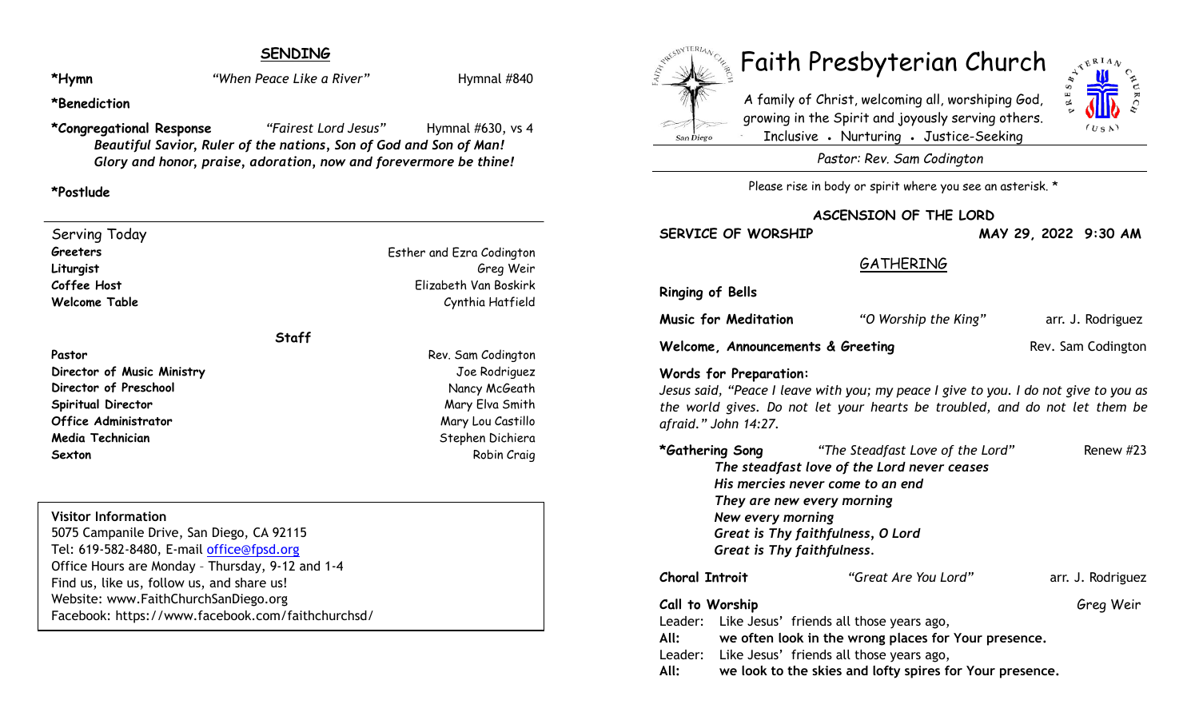## SENDING

**\*Hymn** *"When Peace Like a River"* Hymnal #840

**\*Benediction**

**\*Congregational Response** *"Fairest Lord Jesus"* Hymnal #630, vs 4

***Beautiful Savior, Ruler of the nations, Son of God and Son of Man!***
***Glory and honor, praise, adoration, now and forevermore be thine!***

**\*Postlude**

---

Serving Today

| | |
|---|---|
| **Greeters** | Esther and Ezra Codington |
| **Liturgist** | Greg Weir |
| **Coffee Host** | Elizabeth Van Boskirk |
| **Welcome Table** | Cynthia Hatfield |

**Staff**

| | |
|---|---|
| **Pastor** | Rev. Sam Codington |
| **Director of Music Ministry** | Joe Rodriguez |
| **Director of Preschool** | Nancy McGeath |
| **Spiritual Director** | Mary Elva Smith |
| **Office Administrator** | Mary Lou Castillo |
| **Media Technician** | Stephen Dichiera |
| **Sexton** | Robin Craig |

**Visitor Information**
5075 Campanile Drive, San Diego, CA 92115
Tel: 619-582-8480, E-mail office@fpsd.org
Office Hours are Monday – Thursday, 9-12 and 1-4
Find us, like us, follow us, and share us!
Website: www.FaithChurchSanDiego.org
Facebook: https://www.facebook.com/faithchurchsd/

# Faith Presbyterian Church

A family of Christ, welcoming all, worshiping God, growing in the Spirit and joyously serving others.
Inclusive • Nurturing • Justice-Seeking

*Pastor: Rev. Sam Codington*

Please rise in body or spirit where you see an asterisk. *

**ASCENSION OF THE LORD**

**SERVICE OF WORSHIP** **MAY 29, 2022 9:30 AM**

## GATHERING

**Ringing of Bells**

**Music for Meditation** *"O Worship the King"* arr. J. Rodriguez

**Welcome, Announcements & Greeting** Rev. Sam Codington

**Words for Preparation:**
*Jesus said, "Peace I leave with you; my peace I give to you. I do not give to you as the world gives. Do not let your hearts be troubled, and do not let them be afraid." John 14:27.*

**\*Gathering Song** *"The Steadfast Love of the Lord"* Renew #23

***The steadfast love of the Lord never ceases***
***His mercies never come to an end***
***They are new every morning***
***New every morning***
***Great is Thy faithfulness, O Lord***
***Great is Thy faithfulness.***

**Choral Introit** *"Great Are You Lord"* arr. J. Rodriguez

**Call to Worship** Greg Weir

Leader: Like Jesus' friends all those years ago,
**All: we often look in the wrong places for Your presence.**
Leader: Like Jesus' friends all those years ago,
**All: we look to the skies and lofty spires for Your presence.**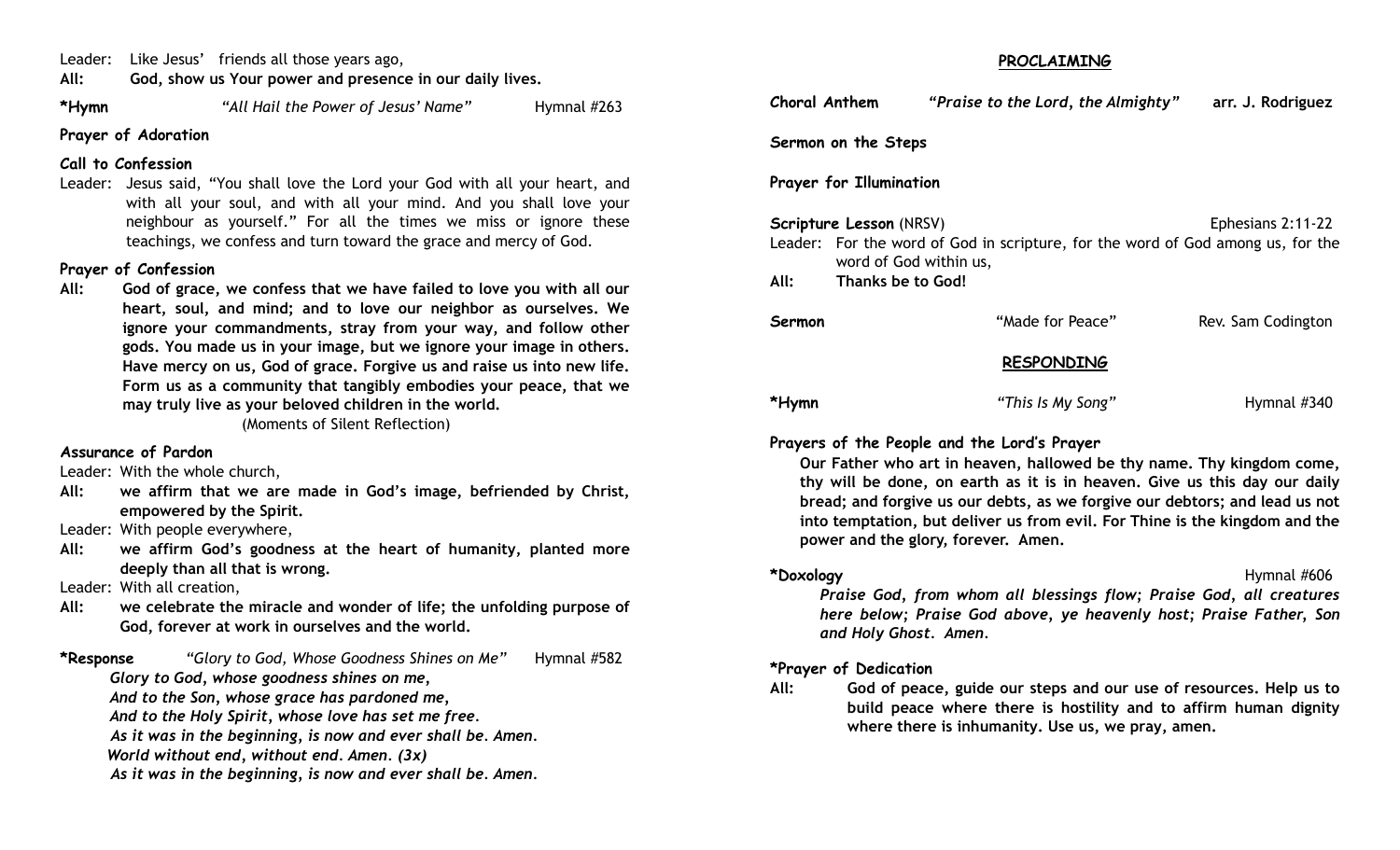Leader: Like Jesus' friends all those years ago,

**All: God, show us Your power and presence in our daily lives.**

***Hymn** *"All Hail the Power of Jesus' Name"* Hymnal #263

**Prayer of Adoration**

**Call to Confession**

Leader: Jesus said, "You shall love the Lord your God with all your heart, and with all your soul, and with all your mind. And you shall love your neighbour as yourself." For all the times we miss or ignore these teachings, we confess and turn toward the grace and mercy of God.

**Prayer of Confession**

**All: God of grace, we confess that we have failed to love you with all our heart, soul, and mind; and to love our neighbor as ourselves. We ignore your commandments, stray from your way, and follow other gods. You made us in your image, but we ignore your image in others. Have mercy on us, God of grace. Forgive us and raise us into new life. Form us as a community that tangibly embodies your peace, that we may truly live as your beloved children in the world.**

(Moments of Silent Reflection)

**Assurance of Pardon**

Leader: With the whole church,

**All: we affirm that we are made in God's image, befriended by Christ, empowered by the Spirit.**

Leader: With people everywhere,

**All: we affirm God's goodness at the heart of humanity, planted more deeply than all that is wrong.**

Leader: With all creation,

**All: we celebrate the miracle and wonder of life; the unfolding purpose of God, forever at work in ourselves and the world.**

***Response** *"Glory to God, Whose Goodness Shines on Me"* Hymnal #582

***Glory to God, whose goodness shines on me,***
***And to the Son, whose grace has pardoned me,***
***And to the Holy Spirit, whose love has set me free.***
***As it was in the beginning, is now and ever shall be. Amen.***
***World without end, without end. Amen. (3x)***
***As it was in the beginning, is now and ever shall be. Amen.***

## PROCLAIMING

**Choral Anthem** ***"Praise to the Lord, the Almighty"*** **arr. J. Rodriguez**

**Sermon on the Steps**

**Prayer for Illumination**

**Scripture Lesson** (NRSV) Ephesians 2:11-22

Leader: For the word of God in scripture, for the word of God among us, for the word of God within us,

**All: Thanks be to God!**

**Sermon** "Made for Peace" Rev. Sam Codington

## RESPONDING

***Hymn** *"This Is My Song"* Hymnal #340

**Prayers of the People and the Lord's Prayer**

**Our Father who art in heaven, hallowed be thy name. Thy kingdom come, thy will be done, on earth as it is in heaven. Give us this day our daily bread; and forgive us our debts, as we forgive our debtors; and lead us not into temptation, but deliver us from evil. For Thine is the kingdom and the power and the glory, forever. Amen.**

***Doxology** Hymnal #606

***Praise God, from whom all blessings flow; Praise God, all creatures here below; Praise God above, ye heavenly host; Praise Father, Son and Holy Ghost. Amen.***

***Prayer of Dedication**

**All: God of peace, guide our steps and our use of resources. Help us to build peace where there is hostility and to affirm human dignity where there is inhumanity. Use us, we pray, amen.**